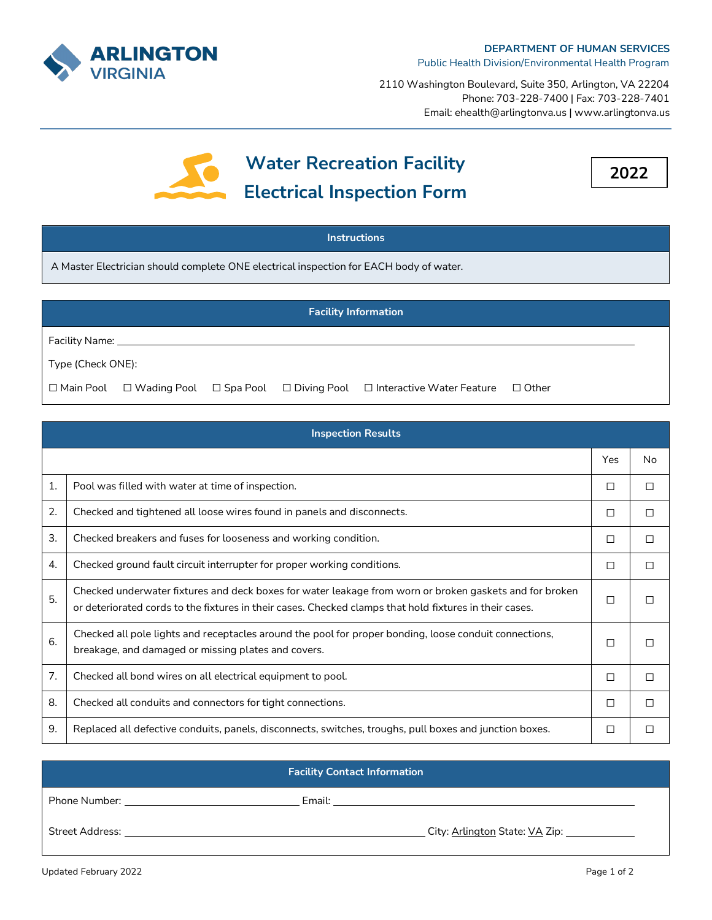**ARLINGTON VIRGINIA**

**DEPARTMENT OF HUMAN SERVICES**
Public Health Division/Environmental Health Program

2110 Washington Boulevard, Suite 350, Arlington, VA 22204
Phone: 703-228-7400 | Fax: 703-228-7401
Email: ehealth@arlingtonva.us | www.arlingtonva.us

# Water Recreation Facility Electrical Inspection Form

**2022**

## Instructions

A Master Electrician should complete ONE electrical inspection for EACH body of water.

## Facility Information

Facility Name: ___________________________________________

Type (Check ONE):

☐ Main Pool ☐ Wading Pool ☐ Spa Pool ☐ Diving Pool ☐ Interactive Water Feature ☐ Other

## Inspection Results

| | | Yes | No |
|---|---|---|---|
| 1. | Pool was filled with water at time of inspection. | ☐ | ☐ |
| 2. | Checked and tightened all loose wires found in panels and disconnects. | ☐ | ☐ |
| 3. | Checked breakers and fuses for looseness and working condition. | ☐ | ☐ |
| 4. | Checked ground fault circuit interrupter for proper working conditions. | ☐ | ☐ |
| 5. | Checked underwater fixtures and deck boxes for water leakage from worn or broken gaskets and for broken or deteriorated cords to the fixtures in their cases. Checked clamps that hold fixtures in their cases. | ☐ | ☐ |
| 6. | Checked all pole lights and receptacles around the pool for proper bonding, loose conduit connections, breakage, and damaged or missing plates and covers. | ☐ | ☐ |
| 7. | Checked all bond wires on all electrical equipment to pool. | ☐ | ☐ |
| 8. | Checked all conduits and connectors for tight connections. | ☐ | ☐ |
| 9. | Replaced all defective conduits, panels, disconnects, switches, troughs, pull boxes and junction boxes. | ☐ | ☐ |

## Facility Contact Information

Phone Number: ______________________ Email: ______________________

Street Address: ______________________ City: Arlington State: VA Zip: __________

Updated February 2022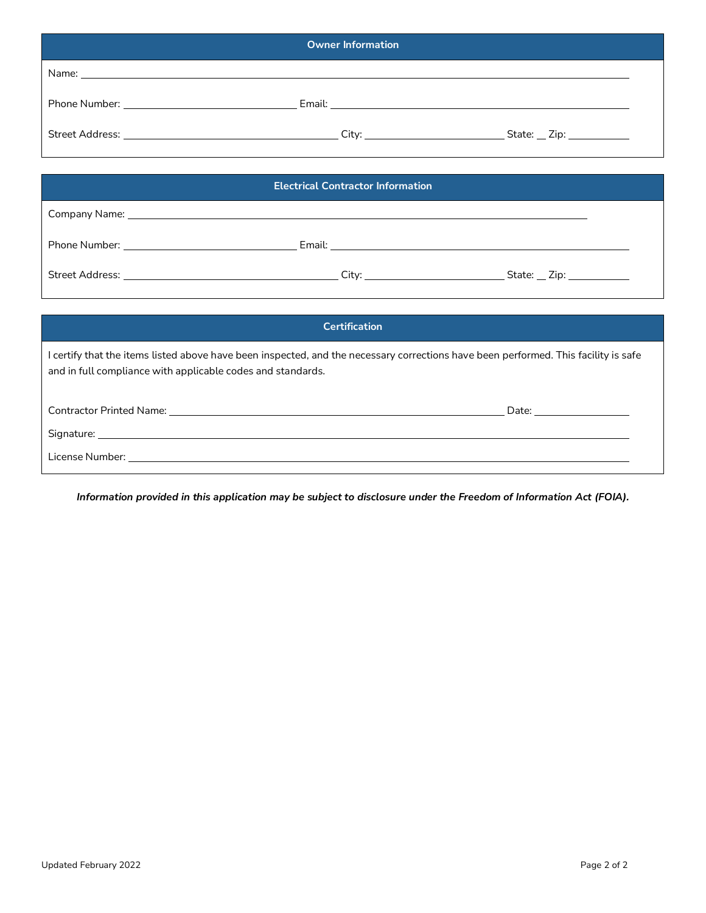## Owner Information

Name: ______________________________________________

Phone Number: ______________________ Email: ______________________________

Street Address: __________________________ City: __________________ State: __ Zip: ________

## Electrical Contractor Information

Company Name: ______________________________________________

Phone Number: ______________________ Email: ______________________________

Street Address: __________________________ City: __________________ State: __ Zip: ________

## Certification

I certify that the items listed above have been inspected, and the necessary corrections have been performed. This facility is safe and in full compliance with applicable codes and standards.

Contractor Printed Name: ______________________________________ Date: ____________

Signature: ______________________________________________

License Number: ______________________________________________

***Information provided in this application may be subject to disclosure under the Freedom of Information Act (FOIA).***

Updated February 2022